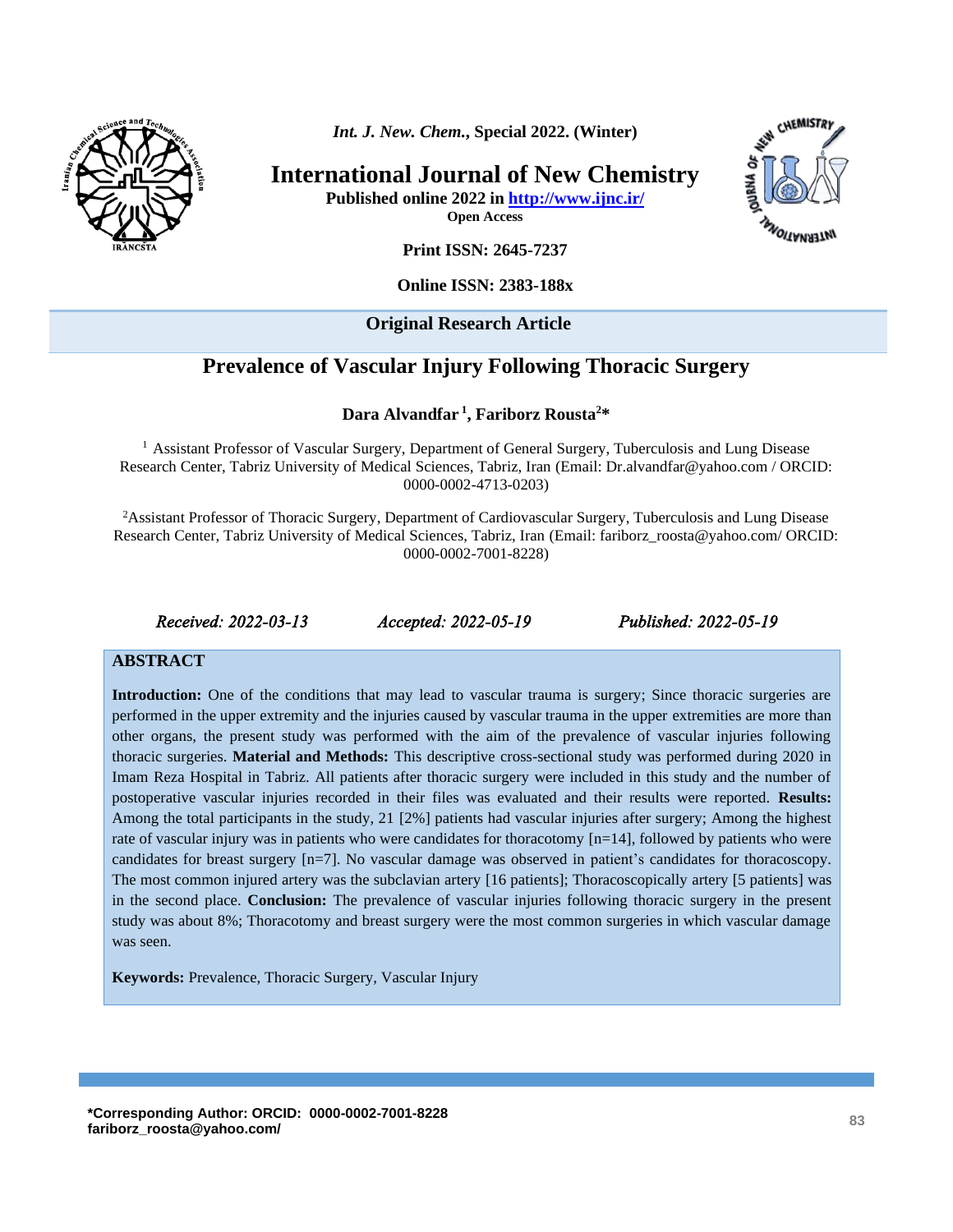*Int. J. New. Chem.*, Special 2022. (Winter)

# International Journal of New Chemistry

**Published online 2022 in http://www.ijnc.ir/**

**Open Access**

**Print ISSN: 2645-7237**

**Online ISSN: 2383-188x**

**Original Research Article**

## Prevalence of Vascular Injury Following Thoracic Surgery

**Dara Alvandfar [1], Fariborz Rousta[2]***

[1] Assistant Professor of Vascular Surgery, Department of General Surgery, Tuberculosis and Lung Disease Research Center, Tabriz University of Medical Sciences, Tabriz, Iran (Email: Dr.alvandfar@yahoo.com / ORCID: 0000-0002-4713-0203)

[2]Assistant Professor of Thoracic Surgery, Department of Cardiovascular Surgery, Tuberculosis and Lung Disease Research Center, Tabriz University of Medical Sciences, Tabriz, Iran (Email: fariborz_roosta@yahoo.com/ ORCID: 0000-0002-7001-8228)

*Received: 2022-03-13* *Accepted: 2022-05-19* *Published: 2022-05-19*

### ABSTRACT

**Introduction:** One of the conditions that may lead to vascular trauma is surgery; Since thoracic surgeries are performed in the upper extremity and the injuries caused by vascular trauma in the upper extremities are more than other organs, the present study was performed with the aim of the prevalence of vascular injuries following thoracic surgeries. **Material and Methods:** This descriptive cross-sectional study was performed during 2020 in Imam Reza Hospital in Tabriz. All patients after thoracic surgery were included in this study and the number of postoperative vascular injuries recorded in their files was evaluated and their results were reported. **Results:** Among the total participants in the study, 21 [2%] patients had vascular injuries after surgery; Among the highest rate of vascular injury was in patients who were candidates for thoracotomy [n=14], followed by patients who were candidates for breast surgery [n=7]. No vascular damage was observed in patient's candidates for thoracoscopy. The most common injured artery was the subclavian artery [16 patients]; Thoracoscopically artery [5 patients] was in the second place. **Conclusion:** The prevalence of vascular injuries following thoracic surgery in the present study was about 8%; Thoracotomy and breast surgery were the most common surgeries in which vascular damage was seen.

**Keywords:** Prevalence, Thoracic Surgery, Vascular Injury

**\*Corresponding Author: ORCID: 0000-0002-7001-8228**
**fariborz_roosta@yahoo.com/**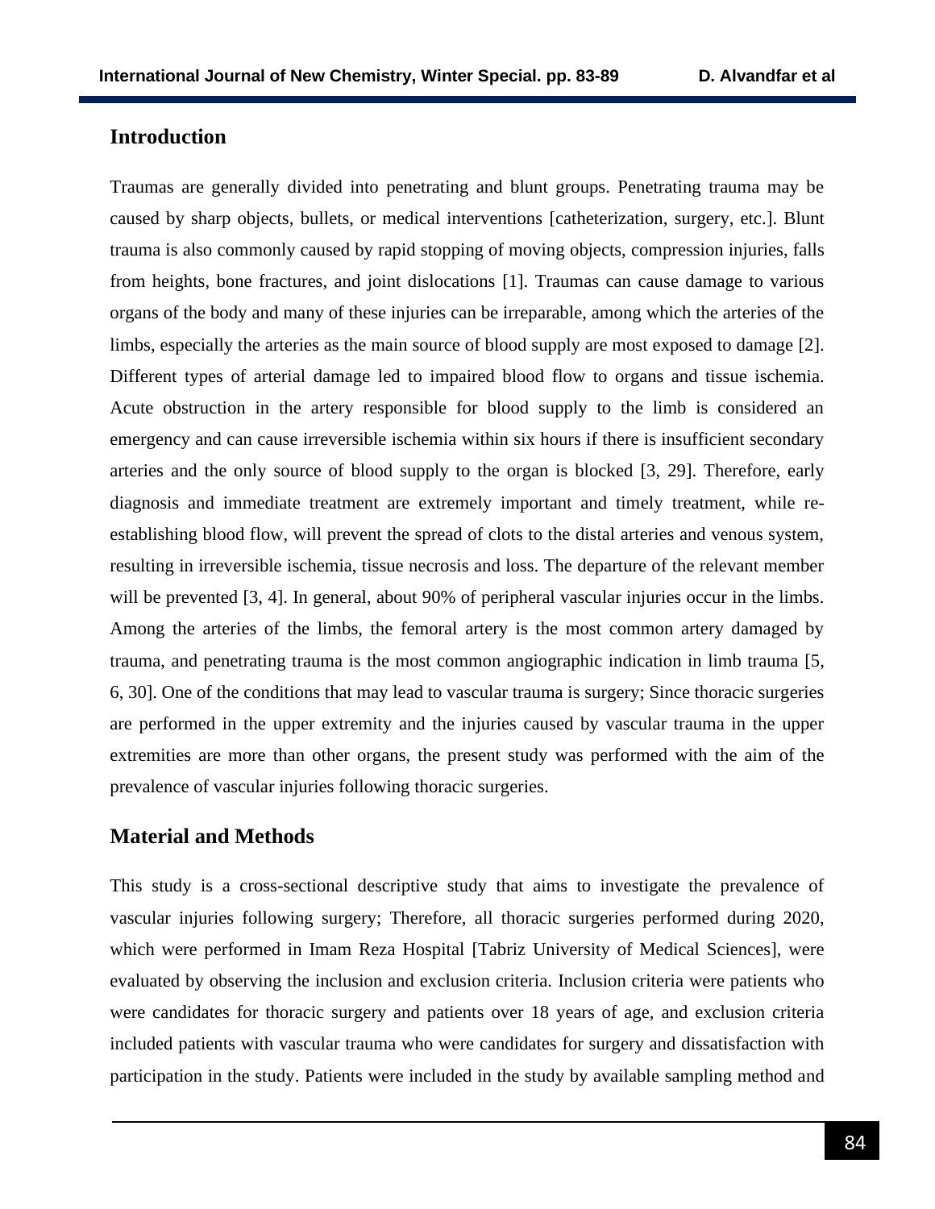## Introduction

Traumas are generally divided into penetrating and blunt groups. Penetrating trauma may be caused by sharp objects, bullets, or medical interventions [catheterization, surgery, etc.]. Blunt trauma is also commonly caused by rapid stopping of moving objects, compression injuries, falls from heights, bone fractures, and joint dislocations [1]. Traumas can cause damage to various organs of the body and many of these injuries can be irreparable, among which the arteries of the limbs, especially the arteries as the main source of blood supply are most exposed to damage [2]. Different types of arterial damage led to impaired blood flow to organs and tissue ischemia. Acute obstruction in the artery responsible for blood supply to the limb is considered an emergency and can cause irreversible ischemia within six hours if there is insufficient secondary arteries and the only source of blood supply to the organ is blocked [3, 29]. Therefore, early diagnosis and immediate treatment are extremely important and timely treatment, while re-establishing blood flow, will prevent the spread of clots to the distal arteries and venous system, resulting in irreversible ischemia, tissue necrosis and loss. The departure of the relevant member will be prevented [3, 4]. In general, about 90% of peripheral vascular injuries occur in the limbs. Among the arteries of the limbs, the femoral artery is the most common artery damaged by trauma, and penetrating trauma is the most common angiographic indication in limb trauma [5, 6, 30]. One of the conditions that may lead to vascular trauma is surgery; Since thoracic surgeries are performed in the upper extremity and the injuries caused by vascular trauma in the upper extremities are more than other organs, the present study was performed with the aim of the prevalence of vascular injuries following thoracic surgeries.

## Material and Methods

This study is a cross-sectional descriptive study that aims to investigate the prevalence of vascular injuries following surgery; Therefore, all thoracic surgeries performed during 2020, which were performed in Imam Reza Hospital [Tabriz University of Medical Sciences], were evaluated by observing the inclusion and exclusion criteria. Inclusion criteria were patients who were candidates for thoracic surgery and patients over 18 years of age, and exclusion criteria included patients with vascular trauma who were candidates for surgery and dissatisfaction with participation in the study. Patients were included in the study by available sampling method and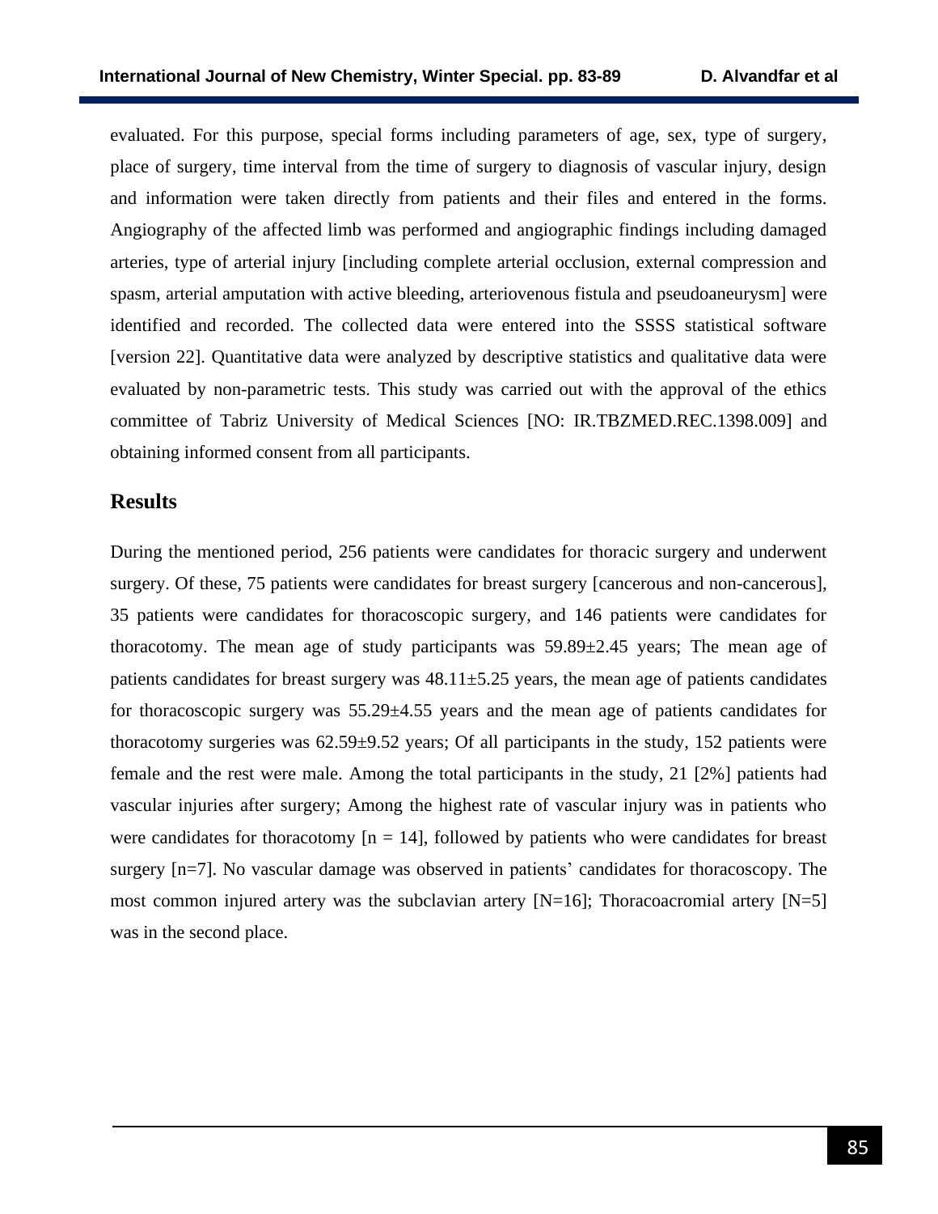evaluated. For this purpose, special forms including parameters of age, sex, type of surgery, place of surgery, time interval from the time of surgery to diagnosis of vascular injury, design and information were taken directly from patients and their files and entered in the forms. Angiography of the affected limb was performed and angiographic findings including damaged arteries, type of arterial injury [including complete arterial occlusion, external compression and spasm, arterial amputation with active bleeding, arteriovenous fistula and pseudoaneurysm] were identified and recorded. The collected data were entered into the SSSS statistical software [version 22]. Quantitative data were analyzed by descriptive statistics and qualitative data were evaluated by non-parametric tests. This study was carried out with the approval of the ethics committee of Tabriz University of Medical Sciences [NO: IR.TBZMED.REC.1398.009] and obtaining informed consent from all participants.

## Results

During the mentioned period, 256 patients were candidates for thoracic surgery and underwent surgery. Of these, 75 patients were candidates for breast surgery [cancerous and non-cancerous], 35 patients were candidates for thoracoscopic surgery, and 146 patients were candidates for thoracotomy. The mean age of study participants was 59.89±2.45 years; The mean age of patients candidates for breast surgery was 48.11±5.25 years, the mean age of patients candidates for thoracoscopic surgery was 55.29±4.55 years and the mean age of patients candidates for thoracotomy surgeries was 62.59±9.52 years; Of all participants in the study, 152 patients were female and the rest were male. Among the total participants in the study, 21 [2%] patients had vascular injuries after surgery; Among the highest rate of vascular injury was in patients who were candidates for thoracotomy [n = 14], followed by patients who were candidates for breast surgery [n=7]. No vascular damage was observed in patients' candidates for thoracoscopy. The most common injured artery was the subclavian artery [N=16]; Thoracoacromial artery [N=5] was in the second place.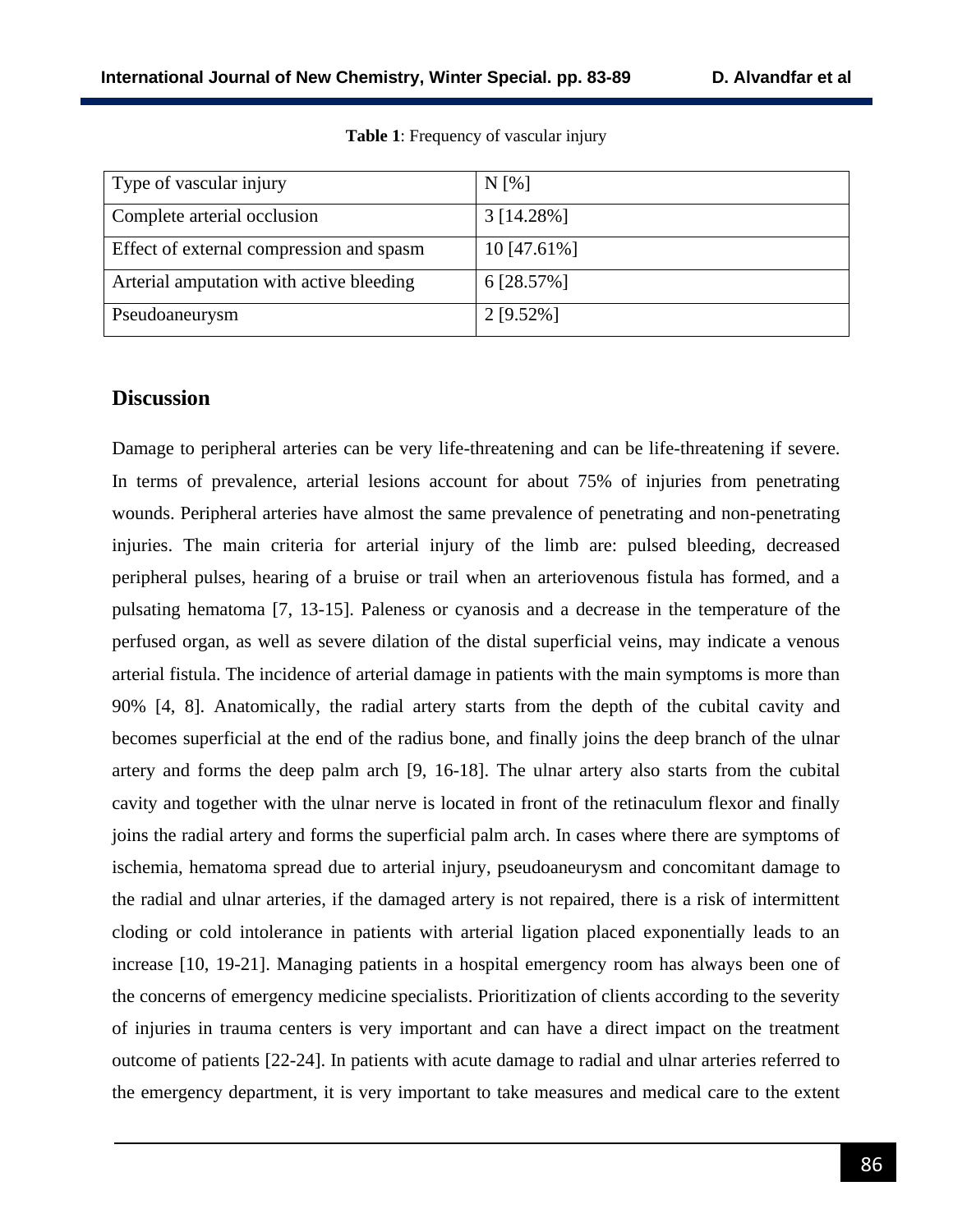**Table 1**: Frequency of vascular injury

| Type of vascular injury | N [%] |
|---|---|
| Complete arterial occlusion | 3 [14.28%] |
| Effect of external compression and spasm | 10 [47.61%] |
| Arterial amputation with active bleeding | 6 [28.57%] |
| Pseudoaneurysm | 2 [9.52%] |

## Discussion

Damage to peripheral arteries can be very life-threatening and can be life-threatening if severe. In terms of prevalence, arterial lesions account for about 75% of injuries from penetrating wounds. Peripheral arteries have almost the same prevalence of penetrating and non-penetrating injuries. The main criteria for arterial injury of the limb are: pulsed bleeding, decreased peripheral pulses, hearing of a bruise or trail when an arteriovenous fistula has formed, and a pulsating hematoma [7, 13-15]. Paleness or cyanosis and a decrease in the temperature of the perfused organ, as well as severe dilation of the distal superficial veins, may indicate a venous arterial fistula. The incidence of arterial damage in patients with the main symptoms is more than 90% [4, 8]. Anatomically, the radial artery starts from the depth of the cubital cavity and becomes superficial at the end of the radius bone, and finally joins the deep branch of the ulnar artery and forms the deep palm arch [9, 16-18]. The ulnar artery also starts from the cubital cavity and together with the ulnar nerve is located in front of the retinaculum flexor and finally joins the radial artery and forms the superficial palm arch. In cases where there are symptoms of ischemia, hematoma spread due to arterial injury, pseudoaneurysm and concomitant damage to the radial and ulnar arteries, if the damaged artery is not repaired, there is a risk of intermittent cloding or cold intolerance in patients with arterial ligation placed exponentially leads to an increase [10, 19-21]. Managing patients in a hospital emergency room has always been one of the concerns of emergency medicine specialists. Prioritization of clients according to the severity of injuries in trauma centers is very important and can have a direct impact on the treatment outcome of patients [22-24]. In patients with acute damage to radial and ulnar arteries referred to the emergency department, it is very important to take measures and medical care to the extent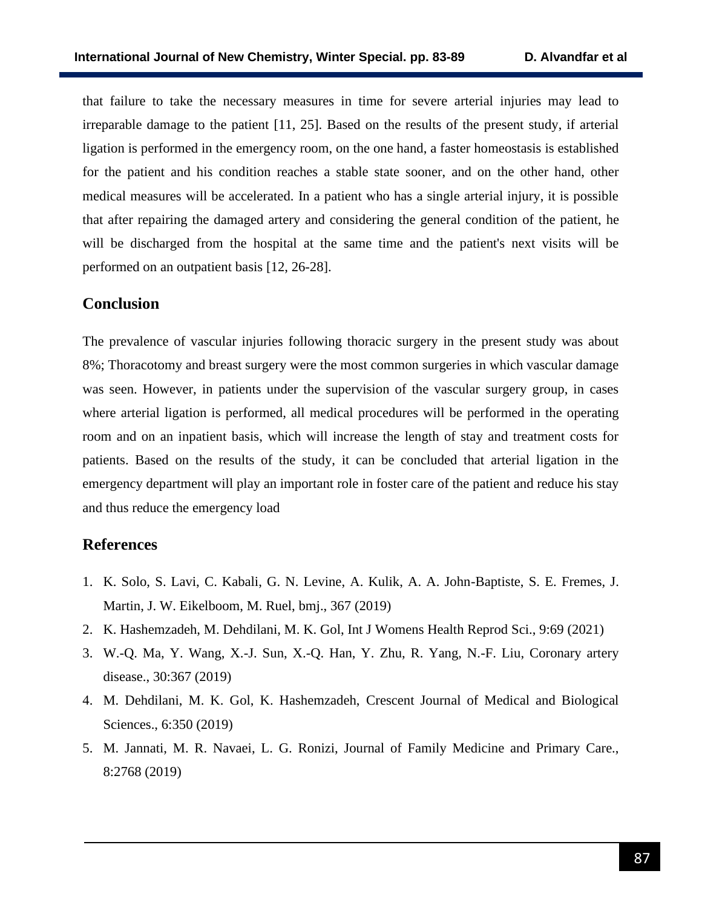that failure to take the necessary measures in time for severe arterial injuries may lead to irreparable damage to the patient [11, 25]. Based on the results of the present study, if arterial ligation is performed in the emergency room, on the one hand, a faster homeostasis is established for the patient and his condition reaches a stable state sooner, and on the other hand, other medical measures will be accelerated. In a patient who has a single arterial injury, it is possible that after repairing the damaged artery and considering the general condition of the patient, he will be discharged from the hospital at the same time and the patient's next visits will be performed on an outpatient basis [12, 26-28].

## Conclusion

The prevalence of vascular injuries following thoracic surgery in the present study was about 8%; Thoracotomy and breast surgery were the most common surgeries in which vascular damage was seen. However, in patients under the supervision of the vascular surgery group, in cases where arterial ligation is performed, all medical procedures will be performed in the operating room and on an inpatient basis, which will increase the length of stay and treatment costs for patients. Based on the results of the study, it can be concluded that arterial ligation in the emergency department will play an important role in foster care of the patient and reduce his stay and thus reduce the emergency load

## References

1. K. Solo, S. Lavi, C. Kabali, G. N. Levine, A. Kulik, A. A. John-Baptiste, S. E. Fremes, J. Martin, J. W. Eikelboom, M. Ruel, bmj., 367 (2019)
2. K. Hashemzadeh, M. Dehdilani, M. K. Gol, Int J Womens Health Reprod Sci., 9:69 (2021)
3. W.-Q. Ma, Y. Wang, X.-J. Sun, X.-Q. Han, Y. Zhu, R. Yang, N.-F. Liu, Coronary artery disease., 30:367 (2019)
4. M. Dehdilani, M. K. Gol, K. Hashemzadeh, Crescent Journal of Medical and Biological Sciences., 6:350 (2019)
5. M. Jannati, M. R. Navaei, L. G. Ronizi, Journal of Family Medicine and Primary Care., 8:2768 (2019)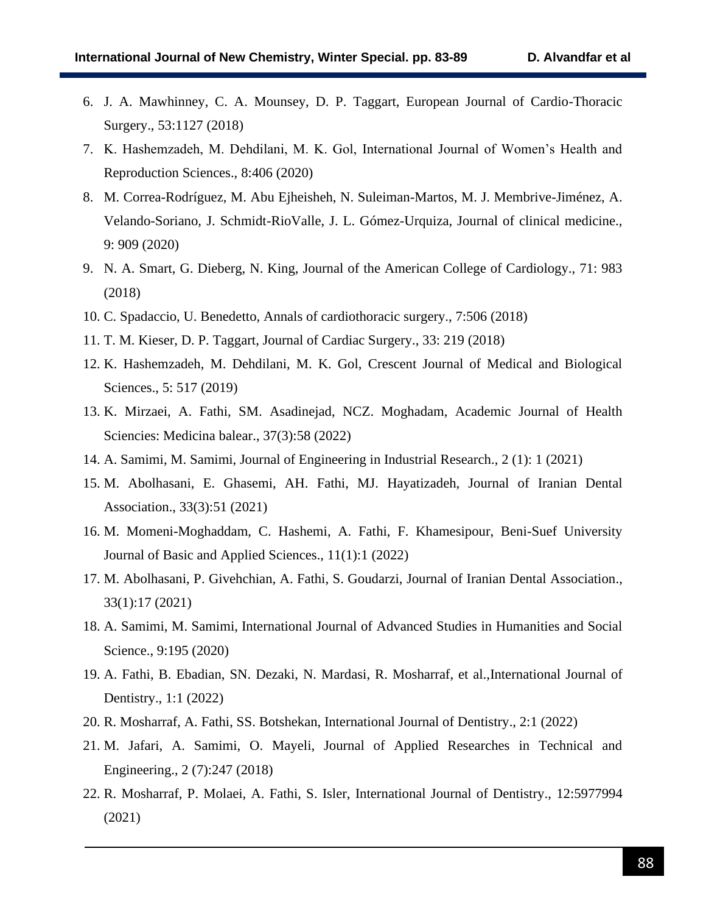6. J. A. Mawhinney, C. A. Mounsey, D. P. Taggart, European Journal of Cardio-Thoracic Surgery., 53:1127 (2018)
7. K. Hashemzadeh, M. Dehdilani, M. K. Gol, International Journal of Women's Health and Reproduction Sciences., 8:406 (2020)
8. M. Correa-Rodríguez, M. Abu Ejheisheh, N. Suleiman-Martos, M. J. Membrive-Jiménez, A. Velando-Soriano, J. Schmidt-RioValle, J. L. Gómez-Urquiza, Journal of clinical medicine., 9: 909 (2020)
9. N. A. Smart, G. Dieberg, N. King, Journal of the American College of Cardiology., 71: 983 (2018)
10. C. Spadaccio, U. Benedetto, Annals of cardiothoracic surgery., 7:506 (2018)
11. T. M. Kieser, D. P. Taggart, Journal of Cardiac Surgery., 33: 219 (2018)
12. K. Hashemzadeh, M. Dehdilani, M. K. Gol, Crescent Journal of Medical and Biological Sciences., 5: 517 (2019)
13. K. Mirzaei, A. Fathi, SM. Asadinejad, NCZ. Moghadam, Academic Journal of Health Sciencies: Medicina balear., 37(3):58 (2022)
14. A. Samimi, M. Samimi, Journal of Engineering in Industrial Research., 2 (1): 1 (2021)
15. M. Abolhasani, E. Ghasemi, AH. Fathi, MJ. Hayatizadeh, Journal of Iranian Dental Association., 33(3):51 (2021)
16. M. Momeni-Moghaddam, C. Hashemi, A. Fathi, F. Khamesipour, Beni-Suef University Journal of Basic and Applied Sciences., 11(1):1 (2022)
17. M. Abolhasani, P. Givehchian, A. Fathi, S. Goudarzi, Journal of Iranian Dental Association., 33(1):17 (2021)
18. A. Samimi, M. Samimi, International Journal of Advanced Studies in Humanities and Social Science., 9:195 (2020)
19. A. Fathi, B. Ebadian, SN. Dezaki, N. Mardasi, R. Mosharraf, et al.,International Journal of Dentistry., 1:1 (2022)
20. R. Mosharraf, A. Fathi, SS. Botshekan, International Journal of Dentistry., 2:1 (2022)
21. M. Jafari, A. Samimi, O. Mayeli, Journal of Applied Researches in Technical and Engineering., 2 (7):247 (2018)
22. R. Mosharraf, P. Molaei, A. Fathi, S. Isler, International Journal of Dentistry., 12:5977994 (2021)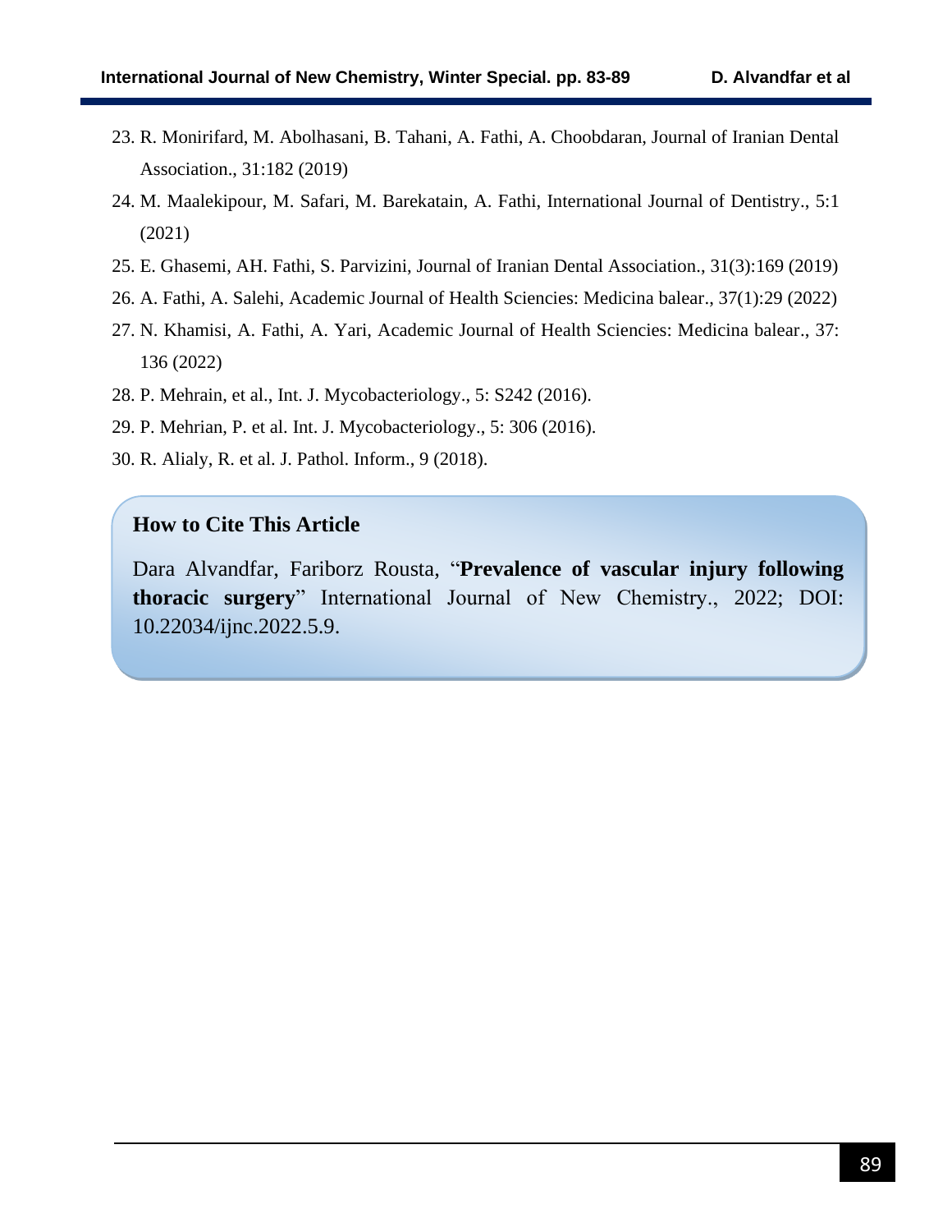23. R. Monirifard, M. Abolhasani, B. Tahani, A. Fathi, A. Choobdaran, Journal of Iranian Dental Association., 31:182 (2019)
24. M. Maalekipour, M. Safari, M. Barekatain, A. Fathi, International Journal of Dentistry., 5:1 (2021)
25. E. Ghasemi, AH. Fathi, S. Parvizini, Journal of Iranian Dental Association., 31(3):169 (2019)
26. A. Fathi, A. Salehi, Academic Journal of Health Sciencies: Medicina balear., 37(1):29 (2022)
27. N. Khamisi, A. Fathi, A. Yari, Academic Journal of Health Sciencies: Medicina balear., 37: 136 (2022)
28. P. Mehrain, et al., Int. J. Mycobacteriology., 5: S242 (2016).
29. P. Mehrian, P. et al. Int. J. Mycobacteriology., 5: 306 (2016).
30. R. Alialy, R. et al. J. Pathol. Inform., 9 (2018).

**How to Cite This Article**

Dara Alvandfar, Fariborz Rousta, "**Prevalence of vascular injury following thoracic surgery**" International Journal of New Chemistry., 2022; DOI: 10.22034/ijnc.2022.5.9.